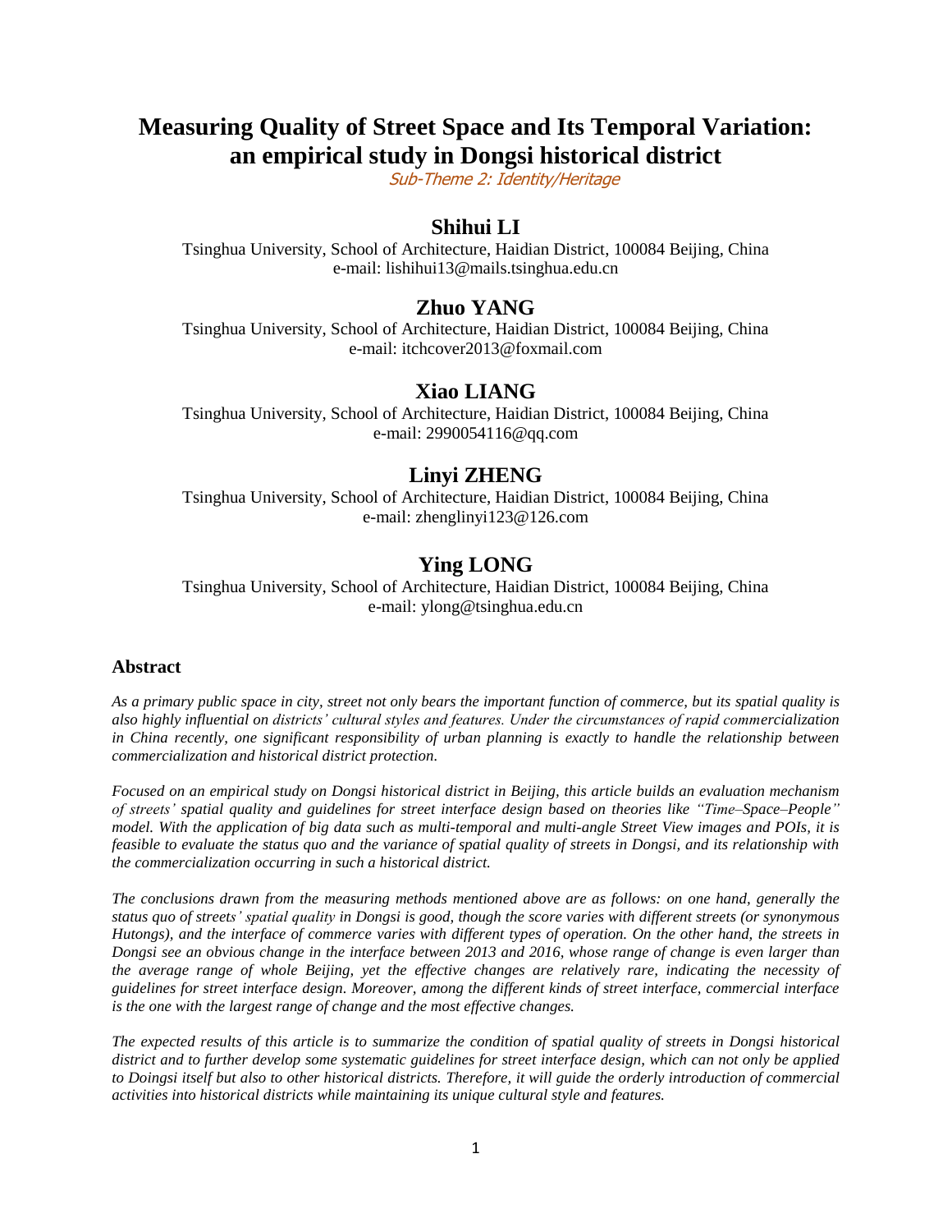# Measuring Quality of Street Space and Its Temporal Variation: an empirical study in Dongsi historical district

*Sub-Theme 2: Identity/Heritage*

## Shihui LI

Tsinghua University, School of Architecture, Haidian District, 100084 Beijing, China
e-mail: lishihui13@mails.tsinghua.edu.cn

## Zhuo YANG

Tsinghua University, School of Architecture, Haidian District, 100084 Beijing, China
e-mail: itchcover2013@foxmail.com

## Xiao LIANG

Tsinghua University, School of Architecture, Haidian District, 100084 Beijing, China
e-mail: 2990054116@qq.com

## Linyi ZHENG

Tsinghua University, School of Architecture, Haidian District, 100084 Beijing, China
e-mail: zhenglinyi123@126.com

## Ying LONG

Tsinghua University, School of Architecture, Haidian District, 100084 Beijing, China
e-mail: ylong@tsinghua.edu.cn

### Abstract

*As a primary public space in city, street not only bears the important function of commerce, but its spatial quality is also highly influential on districts' cultural styles and features. Under the circumstances of rapid commercialization in China recently, one significant responsibility of urban planning is exactly to handle the relationship between commercialization and historical district protection.*

*Focused on an empirical study on Dongsi historical district in Beijing, this article builds an evaluation mechanism of streets' spatial quality and guidelines for street interface design based on theories like "Time–Space–People" model. With the application of big data such as multi-temporal and multi-angle Street View images and POIs, it is feasible to evaluate the status quo and the variance of spatial quality of streets in Dongsi, and its relationship with the commercialization occurring in such a historical district.*

*The conclusions drawn from the measuring methods mentioned above are as follows: on one hand, generally the status quo of streets' spatial quality in Dongsi is good, though the score varies with different streets (or synonymous Hutongs), and the interface of commerce varies with different types of operation. On the other hand, the streets in Dongsi see an obvious change in the interface between 2013 and 2016, whose range of change is even larger than the average range of whole Beijing, yet the effective changes are relatively rare, indicating the necessity of guidelines for street interface design. Moreover, among the different kinds of street interface, commercial interface is the one with the largest range of change and the most effective changes.*

*The expected results of this article is to summarize the condition of spatial quality of streets in Dongsi historical district and to further develop some systematic guidelines for street interface design, which can not only be applied to Doingsi itself but also to other historical districts. Therefore, it will guide the orderly introduction of commercial activities into historical districts while maintaining its unique cultural style and features.*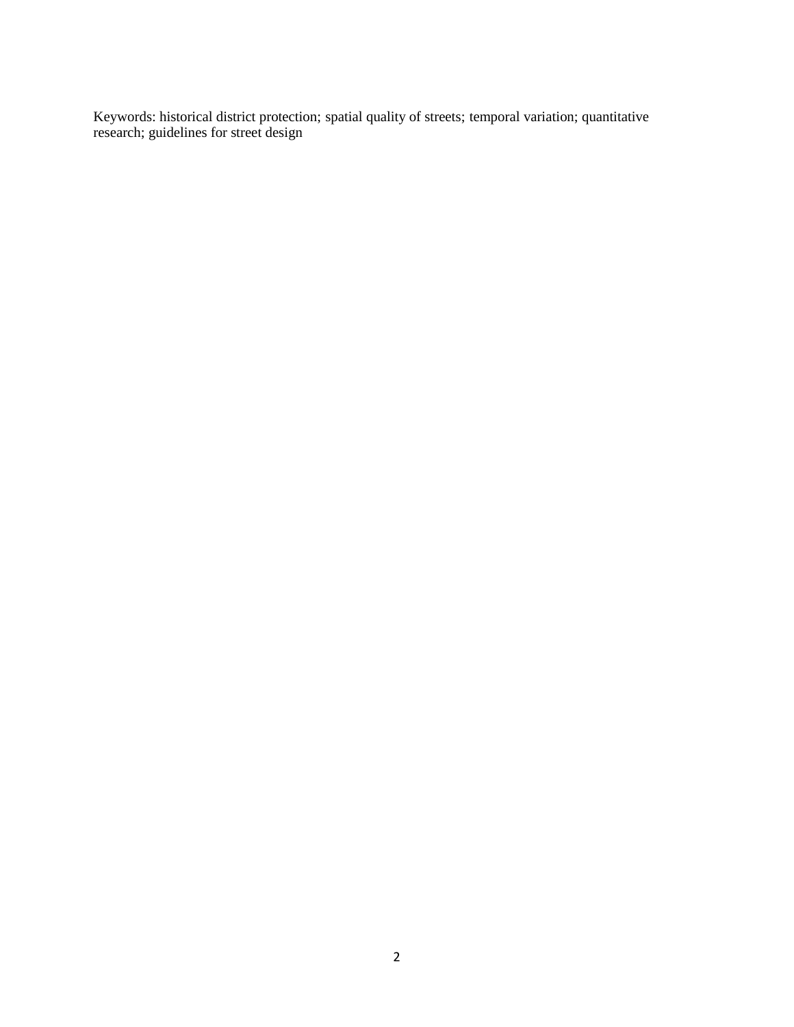Keywords: historical district protection; spatial quality of streets; temporal variation; quantitative research; guidelines for street design